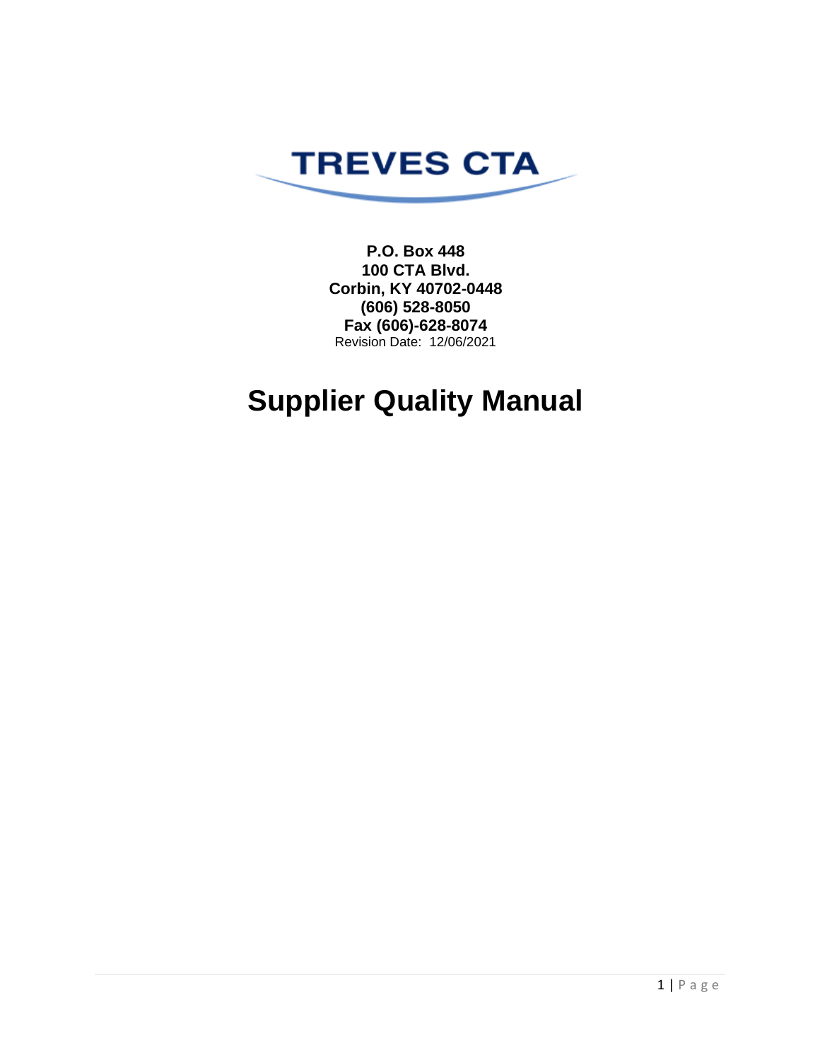**TREVES CTA**

**P.O. Box 448**
**100 CTA Blvd.**
**Corbin, KY 40702-0448**
**(606) 528-8050**
**Fax (606)-628-8074**
Revision Date: 12/06/2021

# Supplier Quality Manual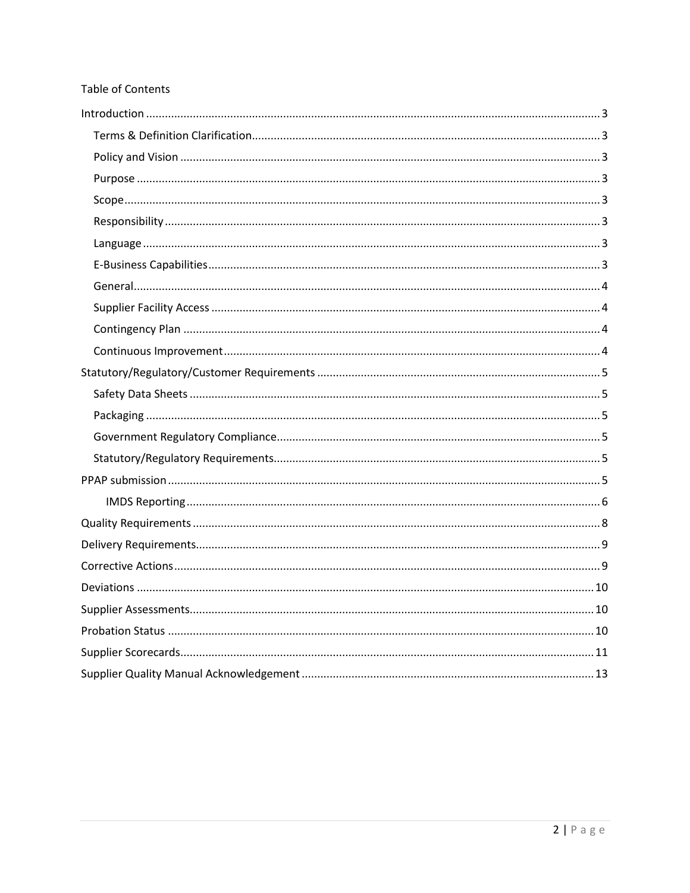Table of Contents

- Introduction ........ 3
  - Terms & Definition Clarification ........ 3
  - Policy and Vision ........ 3
  - Purpose ........ 3
  - Scope ........ 3
  - Responsibility ........ 3
  - Language ........ 3
  - E-Business Capabilities ........ 3
  - General ........ 4
  - Supplier Facility Access ........ 4
  - Contingency Plan ........ 4
  - Continuous Improvement ........ 4
- Statutory/Regulatory/Customer Requirements ........ 5
  - Safety Data Sheets ........ 5
  - Packaging ........ 5
  - Government Regulatory Compliance ........ 5
  - Statutory/Regulatory Requirements ........ 5
- PPAP submission ........ 5
    - IMDS Reporting ........ 6
- Quality Requirements ........ 8
- Delivery Requirements ........ 9
- Corrective Actions ........ 9
- Deviations ........ 10
- Supplier Assessments ........ 10
- Probation Status ........ 10
- Supplier Scorecards ........ 11
- Supplier Quality Manual Acknowledgement ........ 13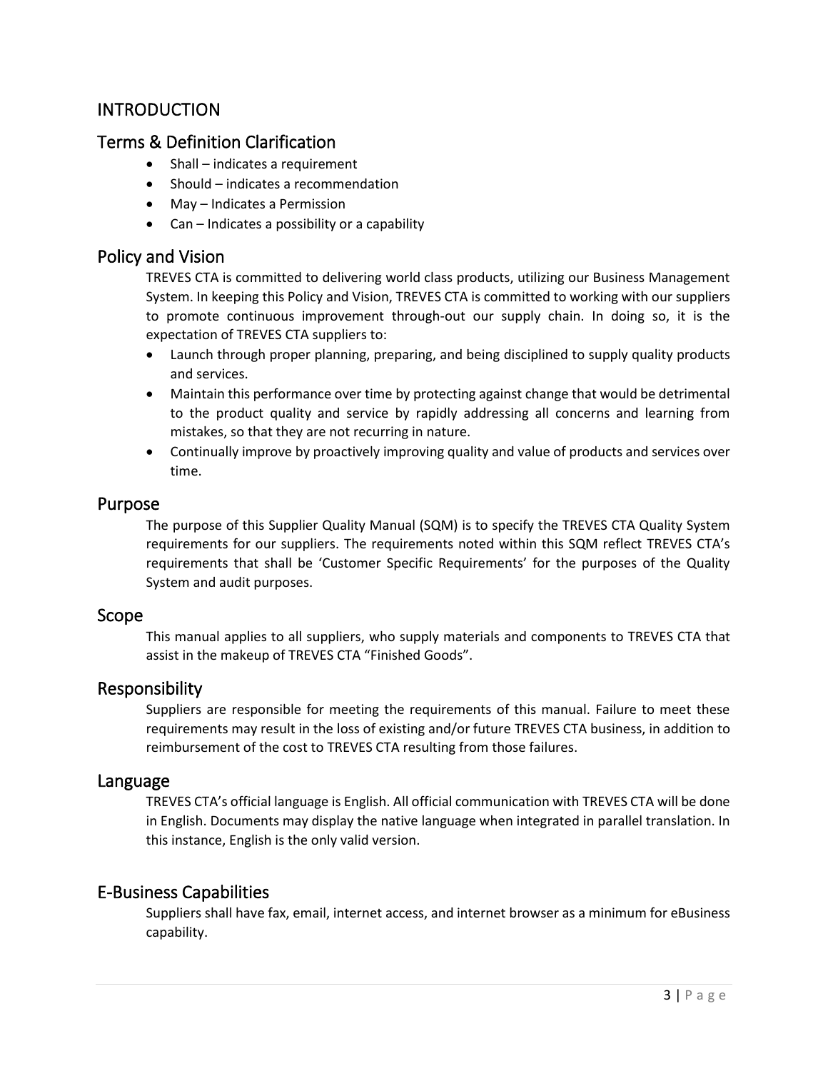# INTRODUCTION

## Terms & Definition Clarification

- Shall – indicates a requirement
- Should – indicates a recommendation
- May – Indicates a Permission
- Can – Indicates a possibility or a capability

## Policy and Vision

TREVES CTA is committed to delivering world class products, utilizing our Business Management System. In keeping this Policy and Vision, TREVES CTA is committed to working with our suppliers to promote continuous improvement through-out our supply chain. In doing so, it is the expectation of TREVES CTA suppliers to:

- Launch through proper planning, preparing, and being disciplined to supply quality products and services.
- Maintain this performance over time by protecting against change that would be detrimental to the product quality and service by rapidly addressing all concerns and learning from mistakes, so that they are not recurring in nature.
- Continually improve by proactively improving quality and value of products and services over time.

## Purpose

The purpose of this Supplier Quality Manual (SQM) is to specify the TREVES CTA Quality System requirements for our suppliers. The requirements noted within this SQM reflect TREVES CTA's requirements that shall be 'Customer Specific Requirements' for the purposes of the Quality System and audit purposes.

## Scope

This manual applies to all suppliers, who supply materials and components to TREVES CTA that assist in the makeup of TREVES CTA "Finished Goods".

## Responsibility

Suppliers are responsible for meeting the requirements of this manual. Failure to meet these requirements may result in the loss of existing and/or future TREVES CTA business, in addition to reimbursement of the cost to TREVES CTA resulting from those failures.

## Language

TREVES CTA's official language is English. All official communication with TREVES CTA will be done in English. Documents may display the native language when integrated in parallel translation. In this instance, English is the only valid version.

## E-Business Capabilities

Suppliers shall have fax, email, internet access, and internet browser as a minimum for eBusiness capability.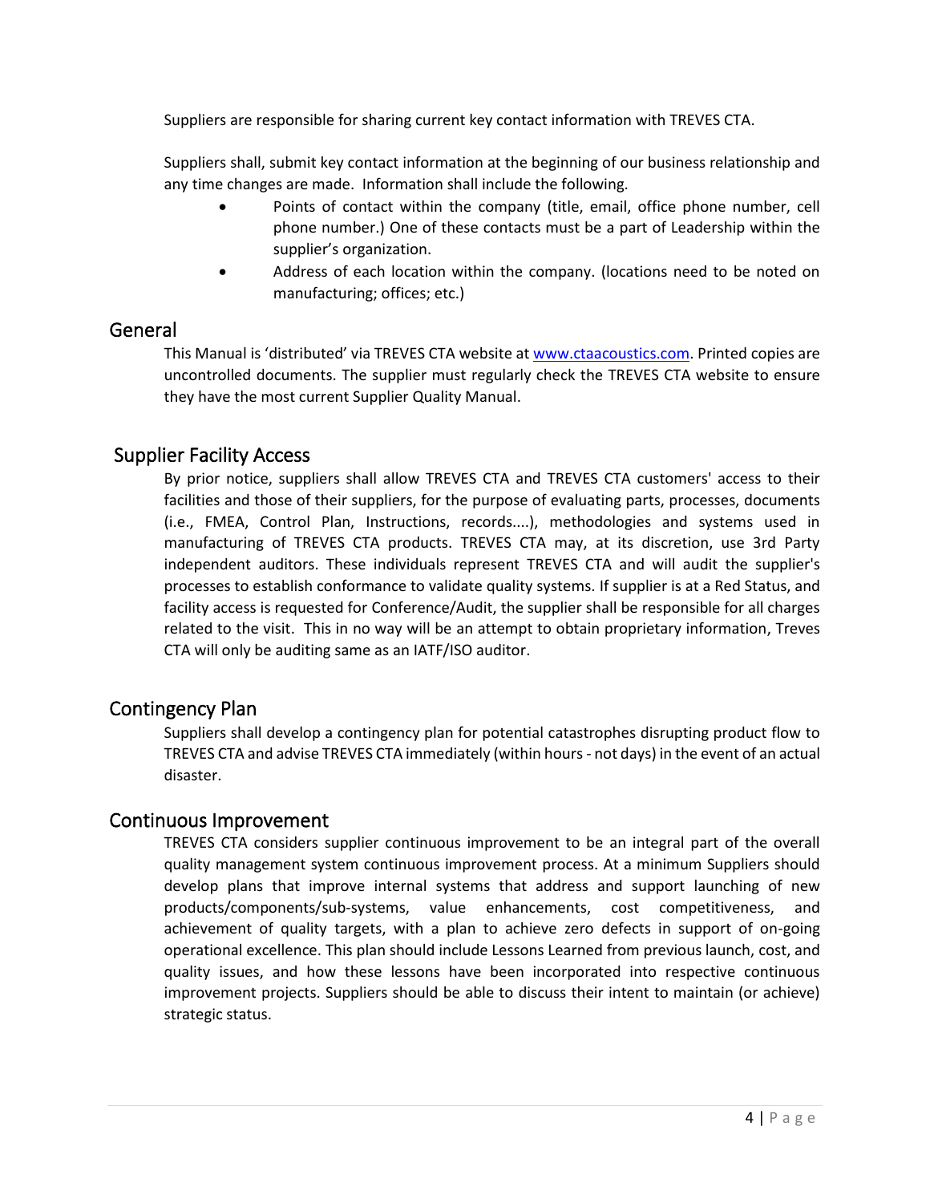Suppliers are responsible for sharing current key contact information with TREVES CTA.

Suppliers shall, submit key contact information at the beginning of our business relationship and any time changes are made. Information shall include the following.

- Points of contact within the company (title, email, office phone number, cell phone number.) One of these contacts must be a part of Leadership within the supplier's organization.
- Address of each location within the company. (locations need to be noted on manufacturing; offices; etc.)

## General

This Manual is 'distributed' via TREVES CTA website at [www.ctaacoustics.com](www.ctaacoustics.com). Printed copies are uncontrolled documents. The supplier must regularly check the TREVES CTA website to ensure they have the most current Supplier Quality Manual.

## Supplier Facility Access

By prior notice, suppliers shall allow TREVES CTA and TREVES CTA customers' access to their facilities and those of their suppliers, for the purpose of evaluating parts, processes, documents (i.e., FMEA, Control Plan, Instructions, records....), methodologies and systems used in manufacturing of TREVES CTA products. TREVES CTA may, at its discretion, use 3rd Party independent auditors. These individuals represent TREVES CTA and will audit the supplier's processes to establish conformance to validate quality systems. If supplier is at a Red Status, and facility access is requested for Conference/Audit, the supplier shall be responsible for all charges related to the visit. This in no way will be an attempt to obtain proprietary information, Treves CTA will only be auditing same as an IATF/ISO auditor.

## Contingency Plan

Suppliers shall develop a contingency plan for potential catastrophes disrupting product flow to TREVES CTA and advise TREVES CTA immediately (within hours - not days) in the event of an actual disaster.

## Continuous Improvement

TREVES CTA considers supplier continuous improvement to be an integral part of the overall quality management system continuous improvement process. At a minimum Suppliers should develop plans that improve internal systems that address and support launching of new products/components/sub-systems, value enhancements, cost competitiveness, and achievement of quality targets, with a plan to achieve zero defects in support of on-going operational excellence. This plan should include Lessons Learned from previous launch, cost, and quality issues, and how these lessons have been incorporated into respective continuous improvement projects. Suppliers should be able to discuss their intent to maintain (or achieve) strategic status.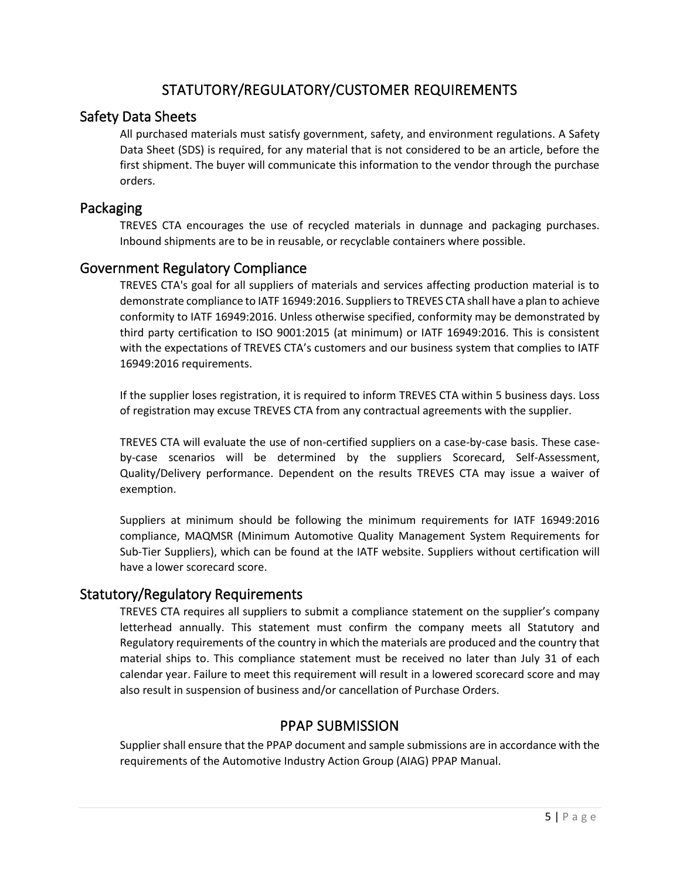# STATUTORY/REGULATORY/CUSTOMER REQUIREMENTS

## Safety Data Sheets

All purchased materials must satisfy government, safety, and environment regulations. A Safety Data Sheet (SDS) is required, for any material that is not considered to be an article, before the first shipment. The buyer will communicate this information to the vendor through the purchase orders.

## Packaging

TREVES CTA encourages the use of recycled materials in dunnage and packaging purchases. Inbound shipments are to be in reusable, or recyclable containers where possible.

## Government Regulatory Compliance

TREVES CTA's goal for all suppliers of materials and services affecting production material is to demonstrate compliance to IATF 16949:2016. Suppliers to TREVES CTA shall have a plan to achieve conformity to IATF 16949:2016. Unless otherwise specified, conformity may be demonstrated by third party certification to ISO 9001:2015 (at minimum) or IATF 16949:2016. This is consistent with the expectations of TREVES CTA's customers and our business system that complies to IATF 16949:2016 requirements.

If the supplier loses registration, it is required to inform TREVES CTA within 5 business days. Loss of registration may excuse TREVES CTA from any contractual agreements with the supplier.

TREVES CTA will evaluate the use of non-certified suppliers on a case-by-case basis. These case-by-case scenarios will be determined by the suppliers Scorecard, Self-Assessment, Quality/Delivery performance. Dependent on the results TREVES CTA may issue a waiver of exemption.

Suppliers at minimum should be following the minimum requirements for IATF 16949:2016 compliance, MAQMSR (Minimum Automotive Quality Management System Requirements for Sub-Tier Suppliers), which can be found at the IATF website. Suppliers without certification will have a lower scorecard score.

## Statutory/Regulatory Requirements

TREVES CTA requires all suppliers to submit a compliance statement on the supplier's company letterhead annually. This statement must confirm the company meets all Statutory and Regulatory requirements of the country in which the materials are produced and the country that material ships to. This compliance statement must be received no later than July 31 of each calendar year. Failure to meet this requirement will result in a lowered scorecard score and may also result in suspension of business and/or cancellation of Purchase Orders.

# PPAP SUBMISSION

Supplier shall ensure that the PPAP document and sample submissions are in accordance with the requirements of the Automotive Industry Action Group (AIAG) PPAP Manual.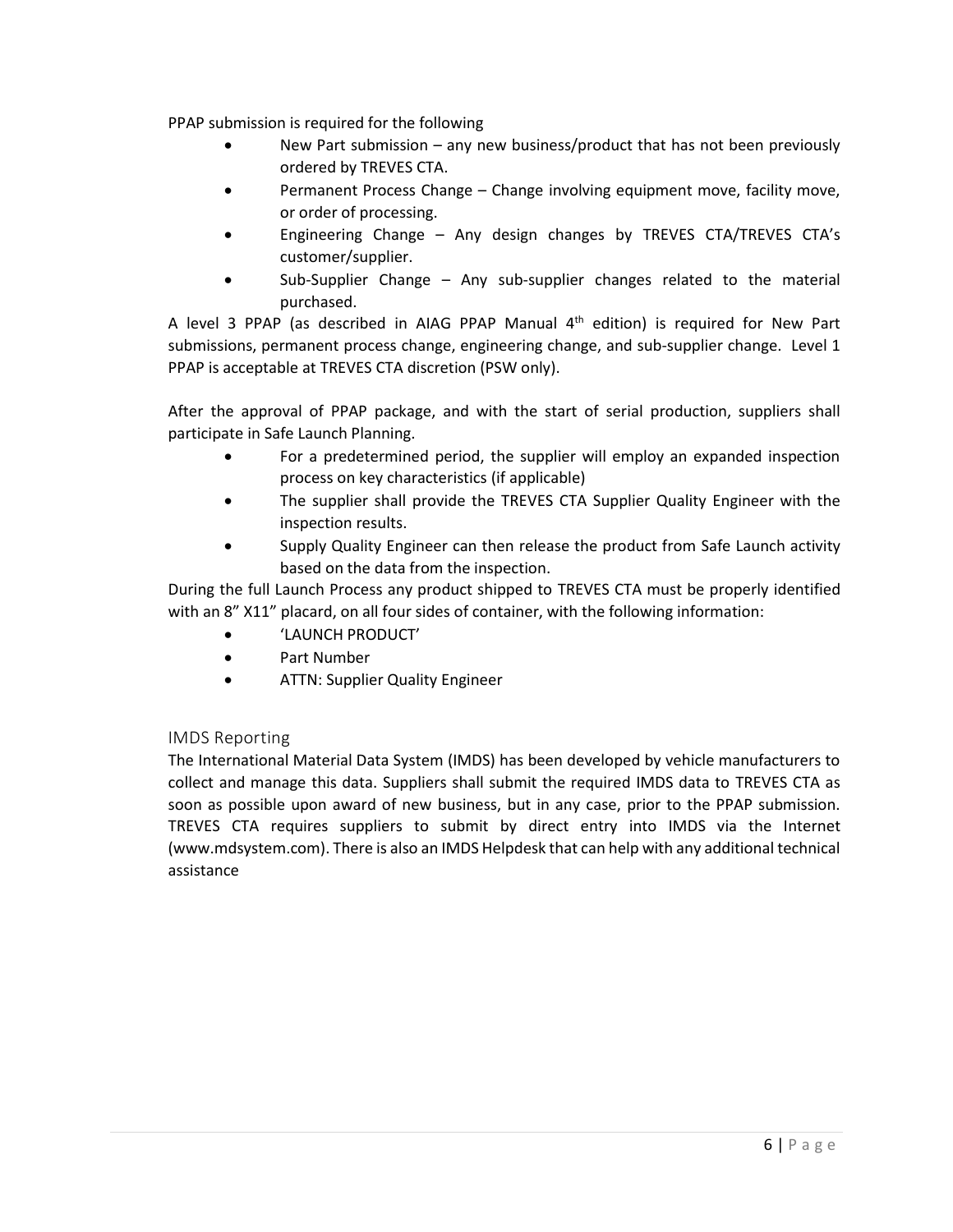PPAP submission is required for the following

- New Part submission – any new business/product that has not been previously ordered by TREVES CTA.
- Permanent Process Change – Change involving equipment move, facility move, or order of processing.
- Engineering Change – Any design changes by TREVES CTA/TREVES CTA's customer/supplier.
- Sub-Supplier Change – Any sub-supplier changes related to the material purchased.

A level 3 PPAP (as described in AIAG PPAP Manual 4th edition) is required for New Part submissions, permanent process change, engineering change, and sub-supplier change. Level 1 PPAP is acceptable at TREVES CTA discretion (PSW only).

After the approval of PPAP package, and with the start of serial production, suppliers shall participate in Safe Launch Planning.

- For a predetermined period, the supplier will employ an expanded inspection process on key characteristics (if applicable)
- The supplier shall provide the TREVES CTA Supplier Quality Engineer with the inspection results.
- Supply Quality Engineer can then release the product from Safe Launch activity based on the data from the inspection.

During the full Launch Process any product shipped to TREVES CTA must be properly identified with an 8" X11" placard, on all four sides of container, with the following information:

- 'LAUNCH PRODUCT'
- Part Number
- ATTN: Supplier Quality Engineer

## IMDS Reporting

The International Material Data System (IMDS) has been developed by vehicle manufacturers to collect and manage this data. Suppliers shall submit the required IMDS data to TREVES CTA as soon as possible upon award of new business, but in any case, prior to the PPAP submission. TREVES CTA requires suppliers to submit by direct entry into IMDS via the Internet (www.mdsystem.com). There is also an IMDS Helpdesk that can help with any additional technical assistance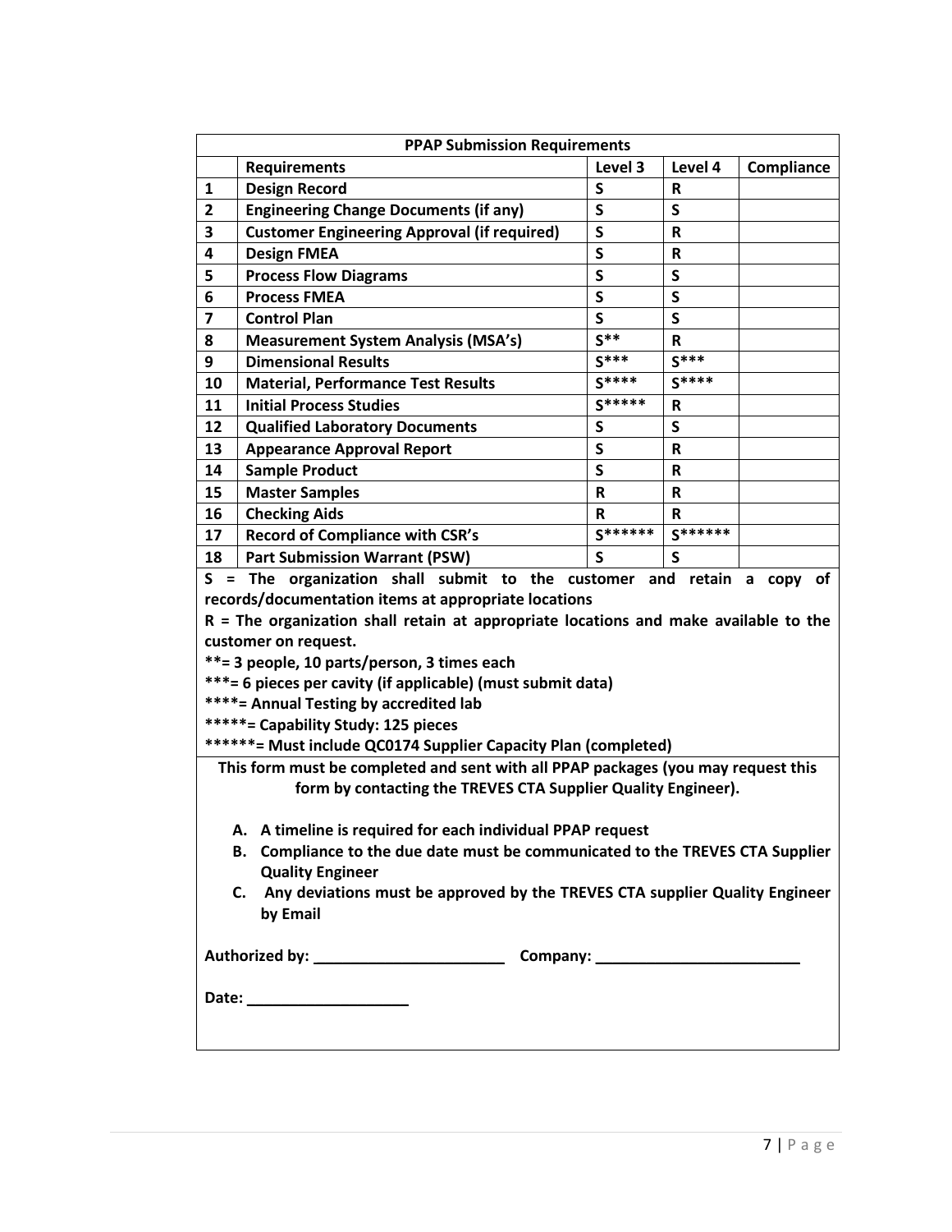| PPAP Submission Requirements | | | | |
|---|---|---|---|---|
| | **Requirements** | **Level 3** | **Level 4** | **Compliance** |
| **1** | **Design Record** | **S** | **R** | |
| **2** | **Engineering Change Documents (if any)** | **S** | **S** | |
| **3** | **Customer Engineering Approval (if required)** | **S** | **R** | |
| **4** | **Design FMEA** | **S** | **R** | |
| **5** | **Process Flow Diagrams** | **S** | **S** | |
| **6** | **Process FMEA** | **S** | **S** | |
| **7** | **Control Plan** | **S** | **S** | |
| **8** | **Measurement System Analysis (MSA's)** | **S**** | **R** | |
| **9** | **Dimensional Results** | **S***** | **S***** | |
| **10** | **Material, Performance Test Results** | **S******* | **S******* | |
| **11** | **Initial Process Studies** | **S********* | **R** | |
| **12** | **Qualified Laboratory Documents** | **S** | **S** | |
| **13** | **Appearance Approval Report** | **S** | **R** | |
| **14** | **Sample Product** | **S** | **R** | |
| **15** | **Master Samples** | **R** | **R** | |
| **16** | **Checking Aids** | **R** | **R** | |
| **17** | **Record of Compliance with CSR's** | **S*********** | **S*********** | |
| **18** | **Part Submission Warrant (PSW)** | **S** | **S** | |

**S = The organization shall submit to the customer and retain a copy of records/documentation items at appropriate locations**

**R = The organization shall retain at appropriate locations and make available to the customer on request.**

**\*\*= 3 people, 10 parts/person, 3 times each**

**\*\*\*= 6 pieces per cavity (if applicable) (must submit data)**

**\*\*\*\*= Annual Testing by accredited lab**

**\*\*\*\*\*= Capability Study: 125 pieces**

**\*\*\*\*\*\*= Must include QC0174 Supplier Capacity Plan (completed)**

**This form must be completed and sent with all PPAP packages (you may request this form by contacting the TREVES CTA Supplier Quality Engineer).**

A. **A timeline is required for each individual PPAP request**
B. **Compliance to the due date must be communicated to the TREVES CTA Supplier Quality Engineer**
C. **Any deviations must be approved by the TREVES CTA supplier Quality Engineer by Email**

**Authorized by:** ______________________ **Company:** ________________________

**Date:** ___________________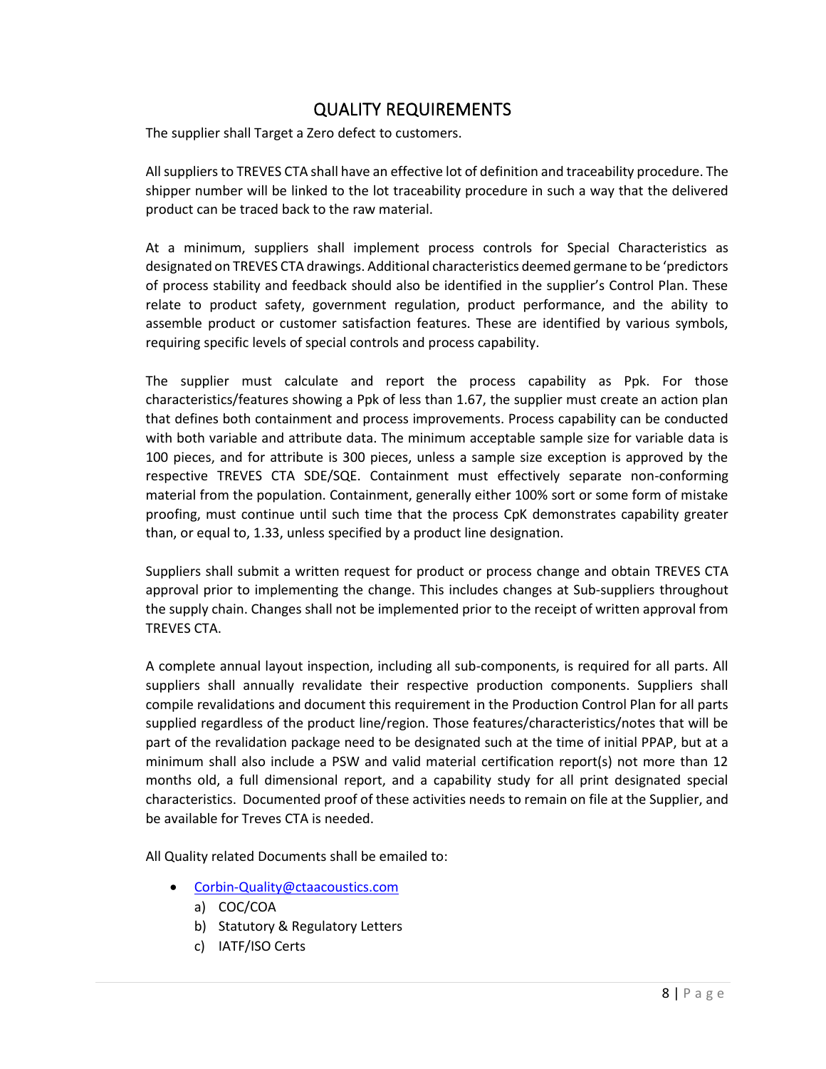## QUALITY REQUIREMENTS

The supplier shall Target a Zero defect to customers.

All suppliers to TREVES CTA shall have an effective lot of definition and traceability procedure. The shipper number will be linked to the lot traceability procedure in such a way that the delivered product can be traced back to the raw material.

At a minimum, suppliers shall implement process controls for Special Characteristics as designated on TREVES CTA drawings. Additional characteristics deemed germane to be 'predictors of process stability and feedback should also be identified in the supplier's Control Plan. These relate to product safety, government regulation, product performance, and the ability to assemble product or customer satisfaction features. These are identified by various symbols, requiring specific levels of special controls and process capability.

The supplier must calculate and report the process capability as Ppk. For those characteristics/features showing a Ppk of less than 1.67, the supplier must create an action plan that defines both containment and process improvements. Process capability can be conducted with both variable and attribute data. The minimum acceptable sample size for variable data is 100 pieces, and for attribute is 300 pieces, unless a sample size exception is approved by the respective TREVES CTA SDE/SQE. Containment must effectively separate non-conforming material from the population. Containment, generally either 100% sort or some form of mistake proofing, must continue until such time that the process CpK demonstrates capability greater than, or equal to, 1.33, unless specified by a product line designation.

Suppliers shall submit a written request for product or process change and obtain TREVES CTA approval prior to implementing the change. This includes changes at Sub-suppliers throughout the supply chain. Changes shall not be implemented prior to the receipt of written approval from TREVES CTA.

A complete annual layout inspection, including all sub-components, is required for all parts. All suppliers shall annually revalidate their respective production components. Suppliers shall compile revalidations and document this requirement in the Production Control Plan for all parts supplied regardless of the product line/region. Those features/characteristics/notes that will be part of the revalidation package need to be designated such at the time of initial PPAP, but at a minimum shall also include a PSW and valid material certification report(s) not more than 12 months old, a full dimensional report, and a capability study for all print designated special characteristics. Documented proof of these activities needs to remain on file at the Supplier, and be available for Treves CTA is needed.

All Quality related Documents shall be emailed to:

- Corbin-Quality@ctaacoustics.com
  a) COC/COA
  b) Statutory & Regulatory Letters
  c) IATF/ISO Certs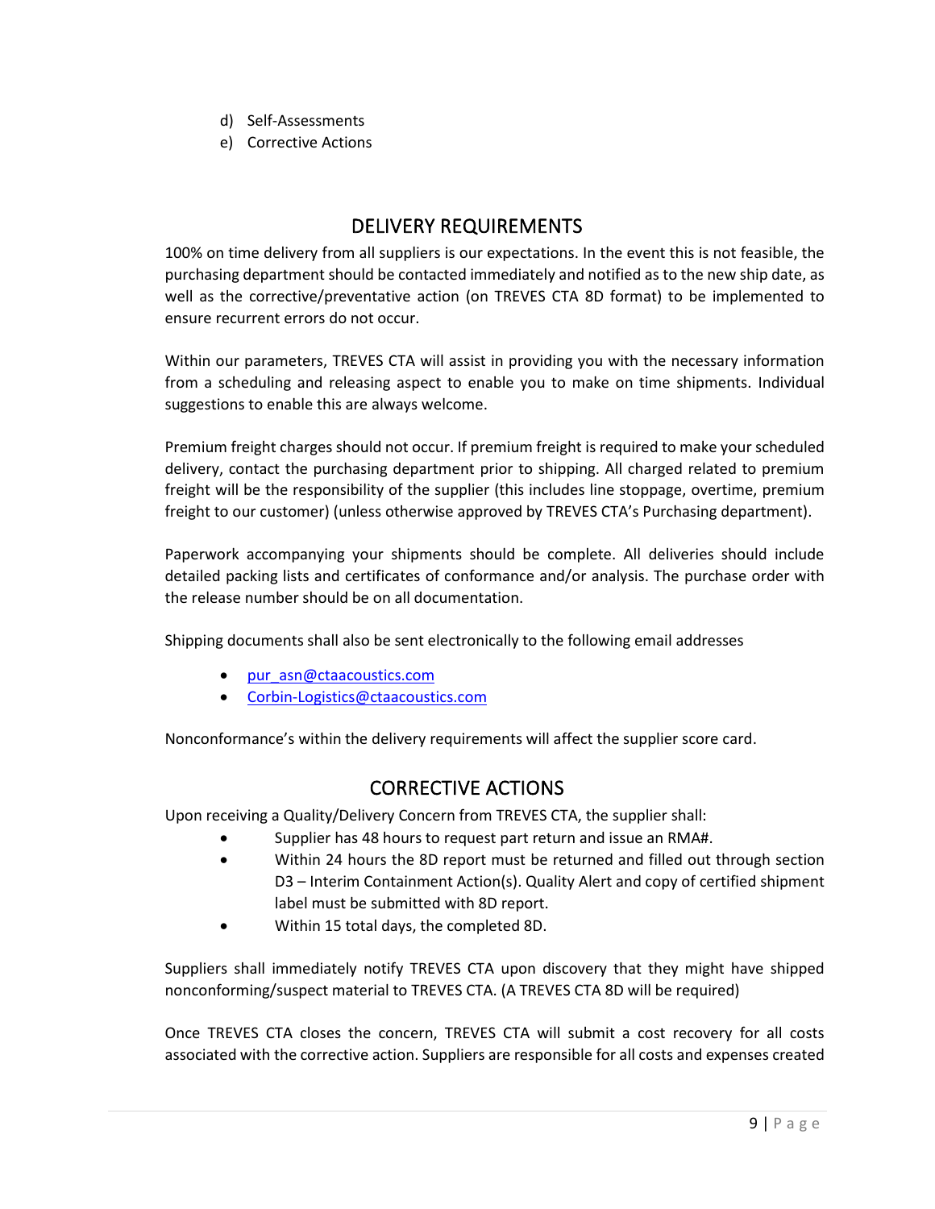d) Self-Assessments
e) Corrective Actions

## DELIVERY REQUIREMENTS

100% on time delivery from all suppliers is our expectations. In the event this is not feasible, the purchasing department should be contacted immediately and notified as to the new ship date, as well as the corrective/preventative action (on TREVES CTA 8D format) to be implemented to ensure recurrent errors do not occur.

Within our parameters, TREVES CTA will assist in providing you with the necessary information from a scheduling and releasing aspect to enable you to make on time shipments. Individual suggestions to enable this are always welcome.

Premium freight charges should not occur. If premium freight is required to make your scheduled delivery, contact the purchasing department prior to shipping. All charged related to premium freight will be the responsibility of the supplier (this includes line stoppage, overtime, premium freight to our customer) (unless otherwise approved by TREVES CTA's Purchasing department).

Paperwork accompanying your shipments should be complete. All deliveries should include detailed packing lists and certificates of conformance and/or analysis. The purchase order with the release number should be on all documentation.

Shipping documents shall also be sent electronically to the following email addresses

- pur_asn@ctaacoustics.com
- Corbin-Logistics@ctaacoustics.com

Nonconformance's within the delivery requirements will affect the supplier score card.

## CORRECTIVE ACTIONS

Upon receiving a Quality/Delivery Concern from TREVES CTA, the supplier shall:

- Supplier has 48 hours to request part return and issue an RMA#.
- Within 24 hours the 8D report must be returned and filled out through section D3 – Interim Containment Action(s). Quality Alert and copy of certified shipment label must be submitted with 8D report.
- Within 15 total days, the completed 8D.

Suppliers shall immediately notify TREVES CTA upon discovery that they might have shipped nonconforming/suspect material to TREVES CTA. (A TREVES CTA 8D will be required)

Once TREVES CTA closes the concern, TREVES CTA will submit a cost recovery for all costs associated with the corrective action. Suppliers are responsible for all costs and expenses created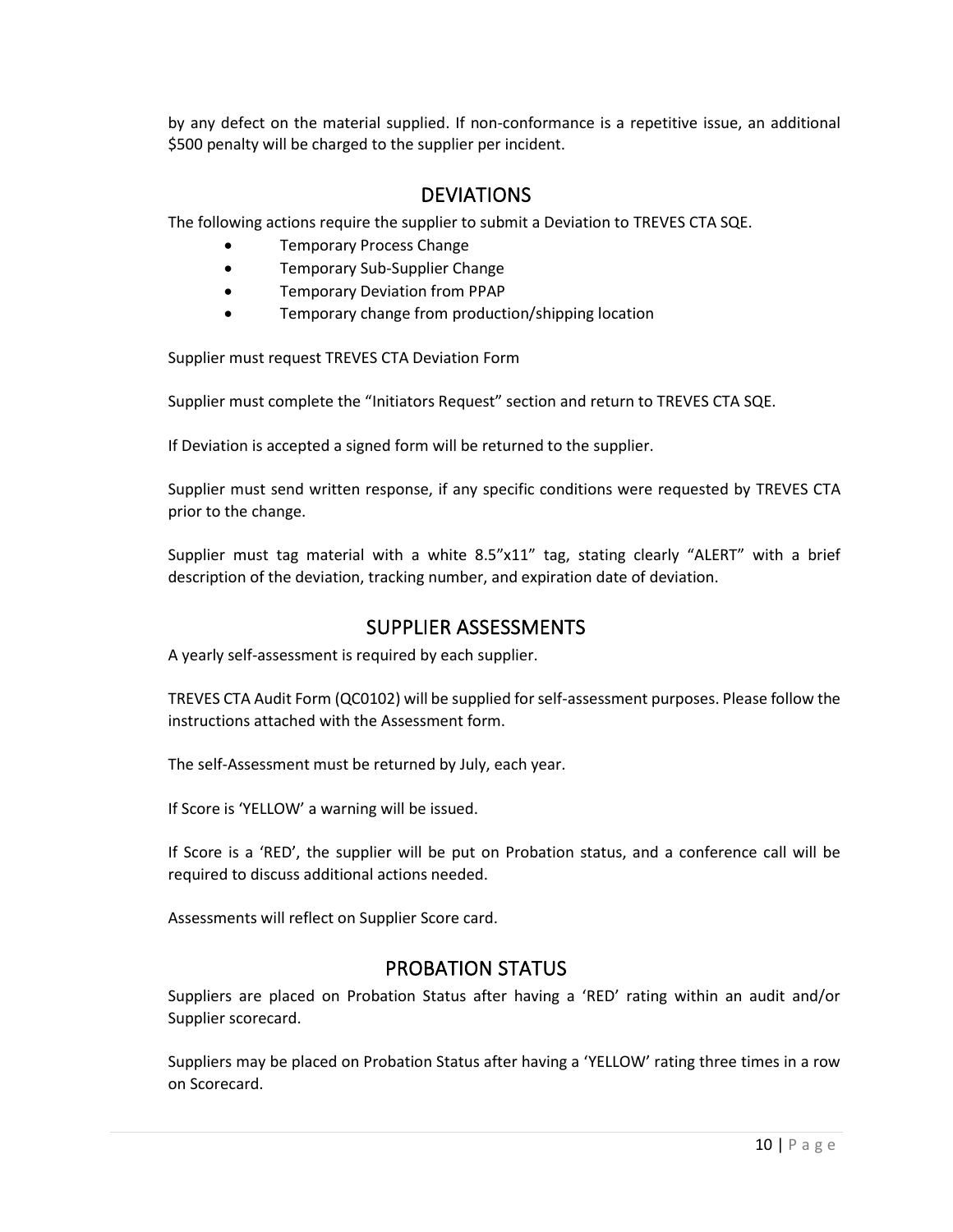by any defect on the material supplied. If non-conformance is a repetitive issue, an additional $500 penalty will be charged to the supplier per incident.

## DEVIATIONS

The following actions require the supplier to submit a Deviation to TREVES CTA SQE.

- Temporary Process Change
- Temporary Sub-Supplier Change
- Temporary Deviation from PPAP
- Temporary change from production/shipping location

Supplier must request TREVES CTA Deviation Form

Supplier must complete the "Initiators Request" section and return to TREVES CTA SQE.

If Deviation is accepted a signed form will be returned to the supplier.

Supplier must send written response, if any specific conditions were requested by TREVES CTA prior to the change.

Supplier must tag material with a white 8.5"x11" tag, stating clearly "ALERT" with a brief description of the deviation, tracking number, and expiration date of deviation.

## SUPPLIER ASSESSMENTS

A yearly self-assessment is required by each supplier.

TREVES CTA Audit Form (QC0102) will be supplied for self-assessment purposes. Please follow the instructions attached with the Assessment form.

The self-Assessment must be returned by July, each year.

If Score is 'YELLOW' a warning will be issued.

If Score is a 'RED', the supplier will be put on Probation status, and a conference call will be required to discuss additional actions needed.

Assessments will reflect on Supplier Score card.

## PROBATION STATUS

Suppliers are placed on Probation Status after having a 'RED' rating within an audit and/or Supplier scorecard.

Suppliers may be placed on Probation Status after having a 'YELLOW' rating three times in a row on Scorecard.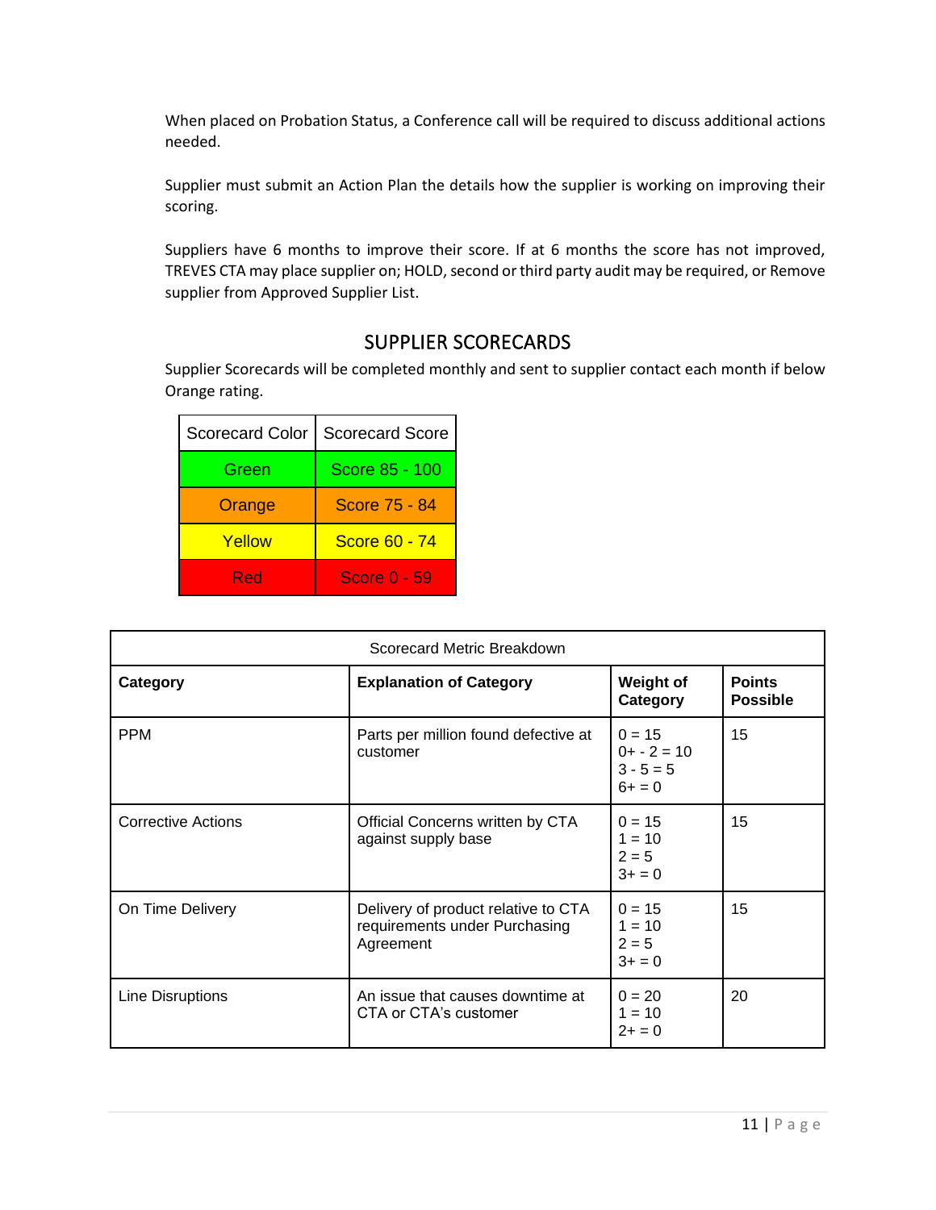When placed on Probation Status, a Conference call will be required to discuss additional actions needed.

Supplier must submit an Action Plan the details how the supplier is working on improving their scoring.

Suppliers have 6 months to improve their score. If at 6 months the score has not improved, TREVES CTA may place supplier on; HOLD, second or third party audit may be required, or Remove supplier from Approved Supplier List.

## SUPPLIER SCORECARDS

Supplier Scorecards will be completed monthly and sent to supplier contact each month if below Orange rating.

| Scorecard Color | Scorecard Score |
|---|---|
| Green | Score 85 - 100 |
| Orange | Score 75 - 84 |
| Yellow | Score 60 - 74 |
| Red | Score 0 - 59 |

| Scorecard Metric Breakdown | | | |
|---|---|---|---|
| **Category** | **Explanation of Category** | **Weight of Category** | **Points Possible** |
| PPM | Parts per million found defective at customer | 0 = 15<br>0+ - 2 = 10<br>3 - 5 = 5<br>6+ = 0 | 15 |
| Corrective Actions | Official Concerns written by CTA against supply base | 0 = 15<br>1 = 10<br>2 = 5<br>3+ = 0 | 15 |
| On Time Delivery | Delivery of product relative to CTA requirements under Purchasing Agreement | 0 = 15<br>1 = 10<br>2 = 5<br>3+ = 0 | 15 |
| Line Disruptions | An issue that causes downtime at CTA or CTA's customer | 0 = 20<br>1 = 10<br>2+ = 0 | 20 |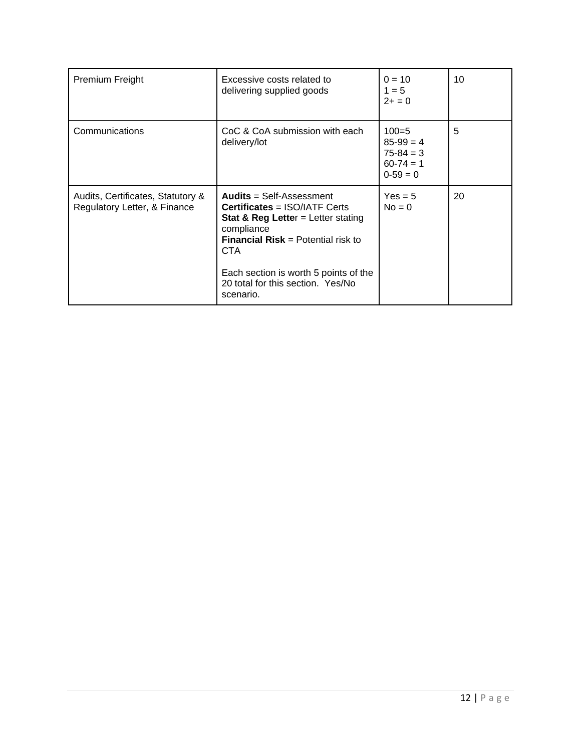| Premium Freight | Excessive costs related to delivering supplied goods | 0 = 10<br>1 = 5<br>2+ = 0 | 10 |
|---|---|---|---|
| Communications | CoC & CoA submission with each delivery/lot | 100=5<br>85-99 = 4<br>75-84 = 3<br>60-74 = 1<br>0-59 = 0 | 5 |
| Audits, Certificates, Statutory & Regulatory Letter, & Finance | **Audits** = Self-Assessment<br>**Certificates** = ISO/IATF Certs<br>**Stat & Reg Letter** = Letter stating compliance<br>**Financial Risk** = Potential risk to CTA<br><br>Each section is worth 5 points of the 20 total for this section. Yes/No scenario. | Yes = 5<br>No = 0 | 20 |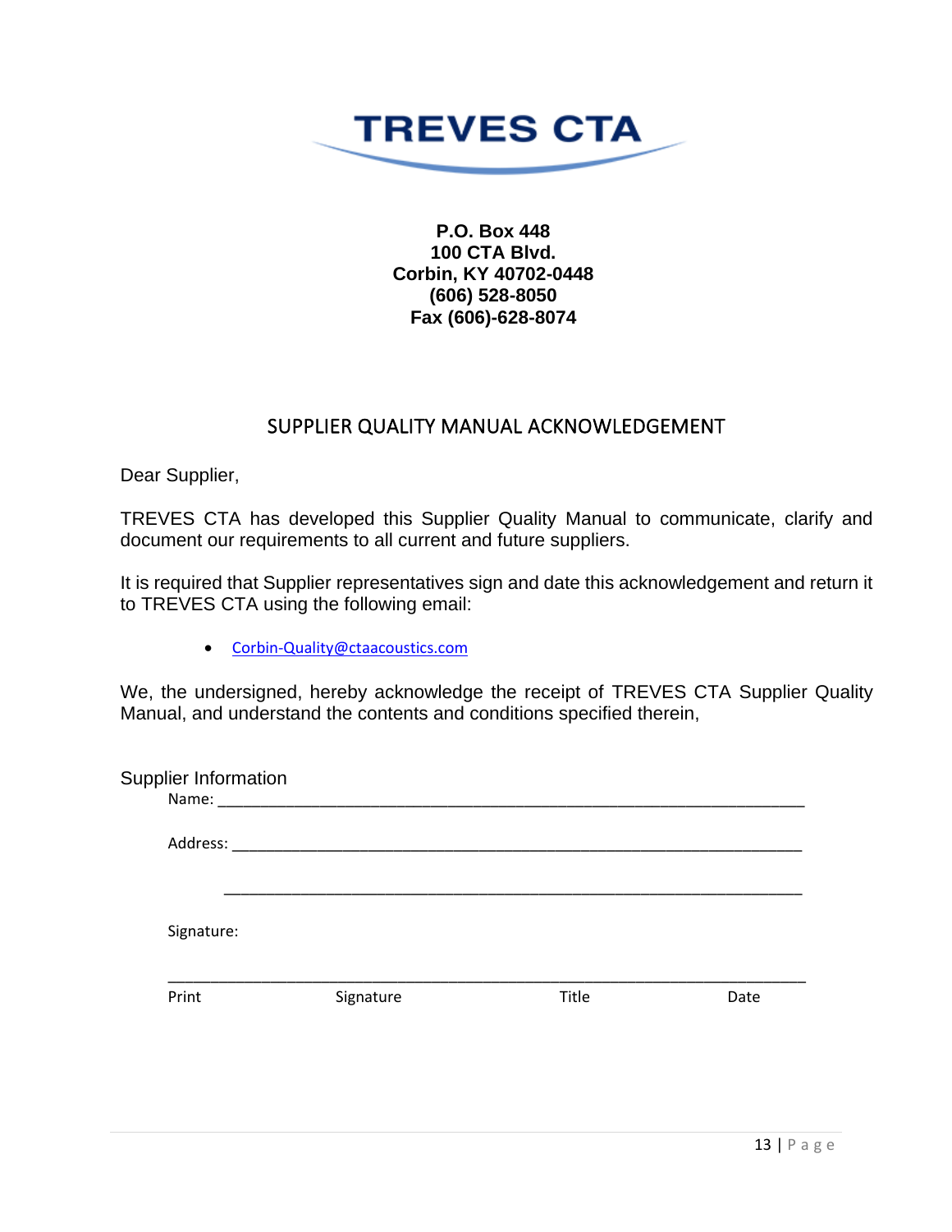**TREVES CTA**

**P.O. Box 448**
**100 CTA Blvd.**
**Corbin, KY 40702-0448**
**(606) 528-8050**
**Fax (606)-628-8074**

## SUPPLIER QUALITY MANUAL ACKNOWLEDGEMENT

Dear Supplier,

TREVES CTA has developed this Supplier Quality Manual to communicate, clarify and document our requirements to all current and future suppliers.

It is required that Supplier representatives sign and date this acknowledgement and return it to TREVES CTA using the following email:

- Corbin-Quality@ctaacoustics.com

We, the undersigned, hereby acknowledge the receipt of TREVES CTA Supplier Quality Manual, and understand the contents and conditions specified therein,

Supplier Information

Name: ____________________________________________________________________

Address: __________________________________________________________________

__________________________________________________________________

Signature:

______________________________________________________________________________

Print Signature Title Date